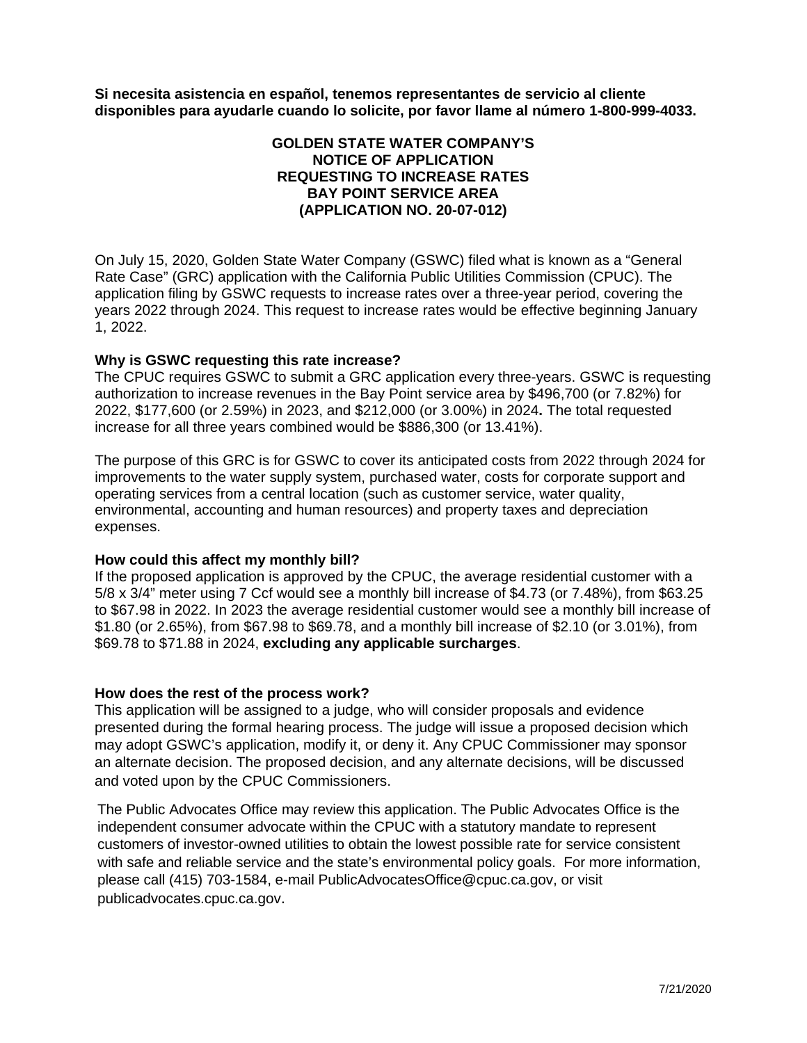**Si necesita asistencia en español, tenemos representantes de servicio al cliente disponibles para ayudarle cuando lo solicite, por favor llame al número 1-800-999-4033.**

# GOLDEN STATE WATER COMPANY'S NOTICE OF APPLICATION REQUESTING TO INCREASE RATES BAY POINT SERVICE AREA (APPLICATION NO. 20-07-012)

On July 15, 2020, Golden State Water Company (GSWC) filed what is known as a "General Rate Case" (GRC) application with the California Public Utilities Commission (CPUC). The application filing by GSWC requests to increase rates over a three-year period, covering the years 2022 through 2024. This request to increase rates would be effective beginning January 1, 2022.

**Why is GSWC requesting this rate increase?**

The CPUC requires GSWC to submit a GRC application every three-years. GSWC is requesting authorization to increase revenues in the Bay Point service area by $496,700 (or 7.82%) for 2022, $177,600 (or 2.59%) in 2023, and $212,000 (or 3.00%) in 2024**.** The total requested increase for all three years combined would be $886,300 (or 13.41%).

The purpose of this GRC is for GSWC to cover its anticipated costs from 2022 through 2024 for improvements to the water supply system, purchased water, costs for corporate support and operating services from a central location (such as customer service, water quality, environmental, accounting and human resources) and property taxes and depreciation expenses.

**How could this affect my monthly bill?**

If the proposed application is approved by the CPUC, the average residential customer with a 5/8 x 3/4" meter using 7 Ccf would see a monthly bill increase of $4.73 (or 7.48%), from $63.25 to $67.98 in 2022. In 2023 the average residential customer would see a monthly bill increase of $1.80 (or 2.65%), from $67.98 to $69.78, and a monthly bill increase of $2.10 (or 3.01%), from $69.78 to $71.88 in 2024, **excluding any applicable surcharges**.

**How does the rest of the process work?**

This application will be assigned to a judge, who will consider proposals and evidence presented during the formal hearing process. The judge will issue a proposed decision which may adopt GSWC's application, modify it, or deny it. Any CPUC Commissioner may sponsor an alternate decision. The proposed decision, and any alternate decisions, will be discussed and voted upon by the CPUC Commissioners.

The Public Advocates Office may review this application. The Public Advocates Office is the independent consumer advocate within the CPUC with a statutory mandate to represent customers of investor-owned utilities to obtain the lowest possible rate for service consistent with safe and reliable service and the state's environmental policy goals. For more information, please call (415) 703-1584, e-mail PublicAdvocatesOffice@cpuc.ca.gov, or visit publicadvocates.cpuc.ca.gov.

7/21/2020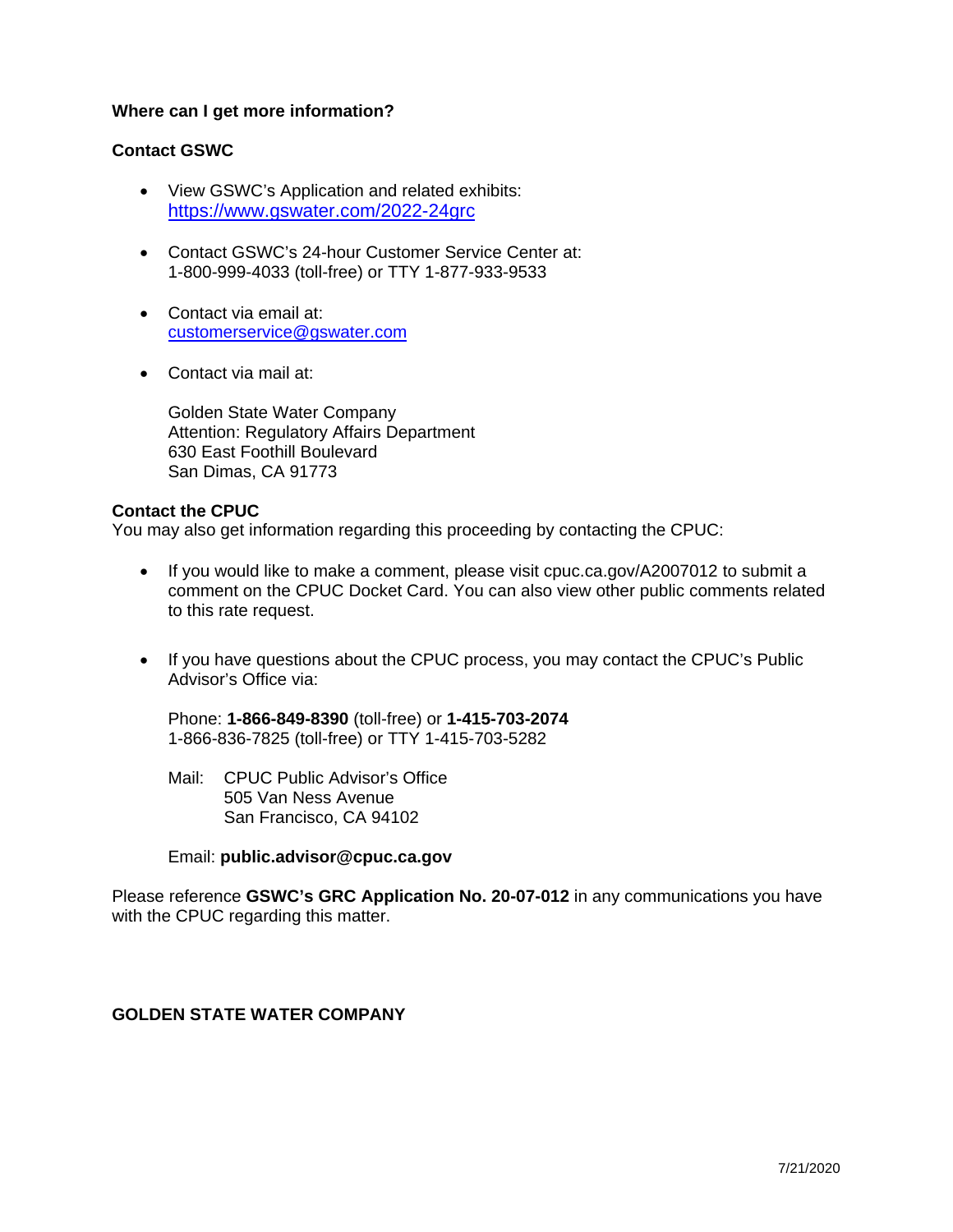**Where can I get more information?**

**Contact GSWC**

- View GSWC's Application and related exhibits: [https://www.gswater.com/2022-24grc](https://www.gswater.com/2022-24grc)

- Contact GSWC's 24-hour Customer Service Center at: 1-800-999-4033 (toll-free) or TTY 1-877-933-9533

- Contact via email at: [customerservice@gswater.com](mailto:customerservice@gswater.com)

- Contact via mail at:

  Golden State Water Company
  Attention: Regulatory Affairs Department
  630 East Foothill Boulevard
  San Dimas, CA 91773

**Contact the CPUC**
You may also get information regarding this proceeding by contacting the CPUC:

- If you would like to make a comment, please visit cpuc.ca.gov/A2007012 to submit a comment on the CPUC Docket Card. You can also view other public comments related to this rate request.

- If you have questions about the CPUC process, you may contact the CPUC's Public Advisor's Office via:

  Phone: **1-866-849-8390** (toll-free) or **1-415-703-2074**
  1-866-836-7825 (toll-free) or TTY 1-415-703-5282

  Mail: CPUC Public Advisor's Office
  505 Van Ness Avenue
  San Francisco, CA 94102

  Email: **public.advisor@cpuc.ca.gov**

Please reference **GSWC's GRC Application No. 20-07-012** in any communications you have with the CPUC regarding this matter.

**GOLDEN STATE WATER COMPANY**

7/21/2020